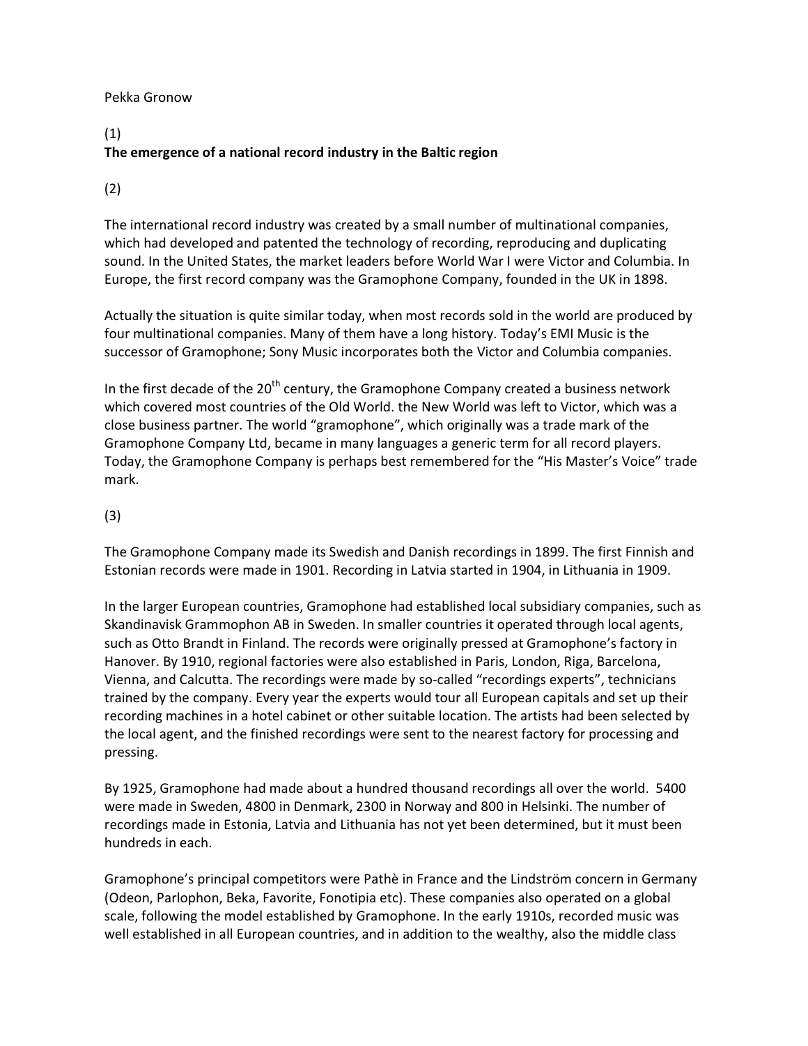Pekka Gronow

(1)

**The emergence of a national record industry in the Baltic region**

(2)

The international record industry was created by a small number of multinational companies, which had developed and patented the technology of recording, reproducing and duplicating sound. In the United States, the market leaders before World War I were Victor and Columbia. In Europe, the first record company was the Gramophone Company, founded in the UK in 1898.

Actually the situation is quite similar today, when most records sold in the world are produced by four multinational companies. Many of them have a long history. Today's EMI Music is the successor of Gramophone; Sony Music incorporates both the Victor and Columbia companies.

In the first decade of the 20th century, the Gramophone Company created a business network which covered most countries of the Old World. the New World was left to Victor, which was a close business partner. The world "gramophone", which originally was a trade mark of the Gramophone Company Ltd, became in many languages a generic term for all record players. Today, the Gramophone Company is perhaps best remembered for the "His Master's Voice" trade mark.

(3)

The Gramophone Company made its Swedish and Danish recordings in 1899. The first Finnish and Estonian records were made in 1901. Recording in Latvia started in 1904, in Lithuania in 1909.

In the larger European countries, Gramophone had established local subsidiary companies, such as Skandinavisk Grammophon AB in Sweden. In smaller countries it operated through local agents, such as Otto Brandt in Finland. The records were originally pressed at Gramophone's factory in Hanover. By 1910, regional factories were also established in Paris, London, Riga, Barcelona, Vienna, and Calcutta. The recordings were made by so-called "recordings experts", technicians trained by the company. Every year the experts would tour all European capitals and set up their recording machines in a hotel cabinet or other suitable location. The artists had been selected by the local agent, and the finished recordings were sent to the nearest factory for processing and pressing.

By 1925, Gramophone had made about a hundred thousand recordings all over the world. 5400 were made in Sweden, 4800 in Denmark, 2300 in Norway and 800 in Helsinki. The number of recordings made in Estonia, Latvia and Lithuania has not yet been determined, but it must been hundreds in each.

Gramophone's principal competitors were Pathè in France and the Lindström concern in Germany (Odeon, Parlophon, Beka, Favorite, Fonotipia etc). These companies also operated on a global scale, following the model established by Gramophone. In the early 1910s, recorded music was well established in all European countries, and in addition to the wealthy, also the middle class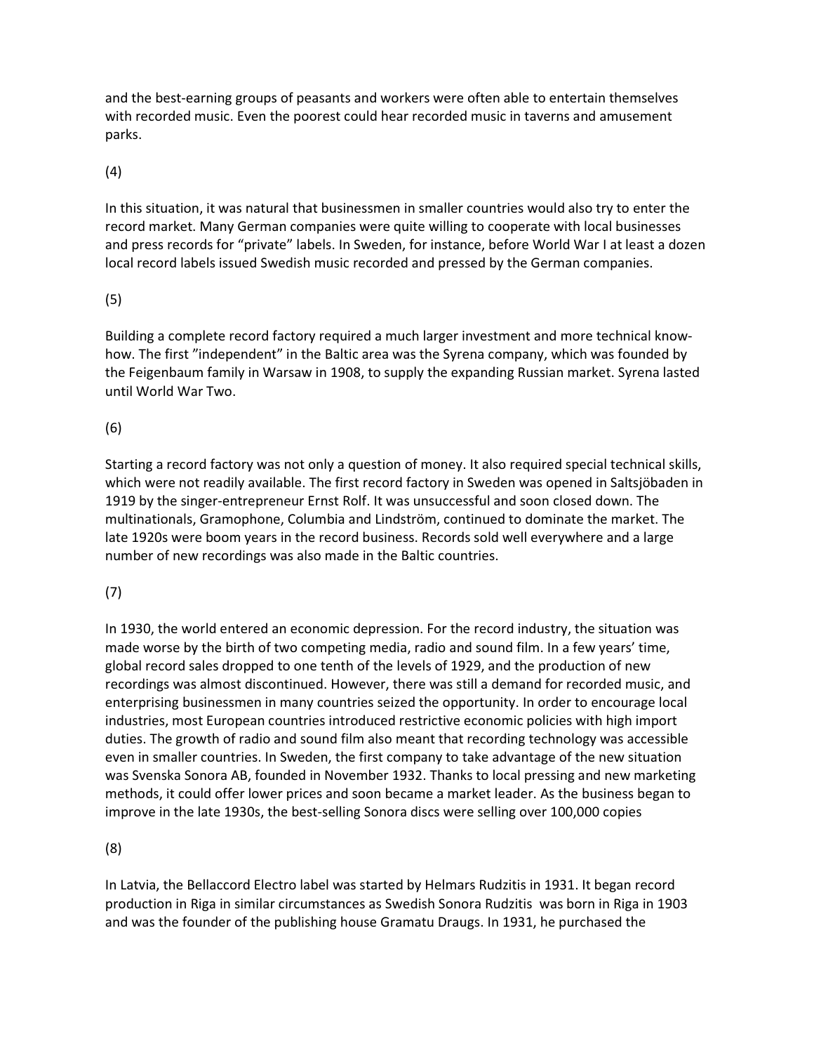and the best-earning groups of peasants and workers were often able to entertain themselves with recorded music. Even the poorest could hear recorded music in taverns and amusement parks.

(4)

In this situation, it was natural that businessmen in smaller countries would also try to enter the record market. Many German companies were quite willing to cooperate with local businesses and press records for "private" labels. In Sweden, for instance, before World War I at least a dozen local record labels issued Swedish music recorded and pressed by the German companies.

(5)

Building a complete record factory required a much larger investment and more technical know-how. The first "independent" in the Baltic area was the Syrena company, which was founded by the Feigenbaum family in Warsaw in 1908, to supply the expanding Russian market. Syrena lasted until World War Two.

(6)

Starting a record factory was not only a question of money. It also required special technical skills, which were not readily available. The first record factory in Sweden was opened in Saltsjöbaden in 1919 by the singer-entrepreneur Ernst Rolf. It was unsuccessful and soon closed down. The multinationals, Gramophone, Columbia and Lindström, continued to dominate the market. The late 1920s were boom years in the record business. Records sold well everywhere and a large number of new recordings was also made in the Baltic countries.

(7)

In 1930, the world entered an economic depression. For the record industry, the situation was made worse by the birth of two competing media, radio and sound film. In a few years' time, global record sales dropped to one tenth of the levels of 1929, and the production of new recordings was almost discontinued. However, there was still a demand for recorded music, and enterprising businessmen in many countries seized the opportunity. In order to encourage local industries, most European countries introduced restrictive economic policies with high import duties. The growth of radio and sound film also meant that recording technology was accessible even in smaller countries. In Sweden, the first company to take advantage of the new situation was Svenska Sonora AB, founded in November 1932. Thanks to local pressing and new marketing methods, it could offer lower prices and soon became a market leader. As the business began to improve in the late 1930s, the best-selling Sonora discs were selling over 100,000 copies

(8)

In Latvia, the Bellaccord Electro label was started by Helmars Rudzitis in 1931. It began record production in Riga in similar circumstances as Swedish Sonora Rudzitis was born in Riga in 1903 and was the founder of the publishing house Gramatu Draugs. In 1931, he purchased the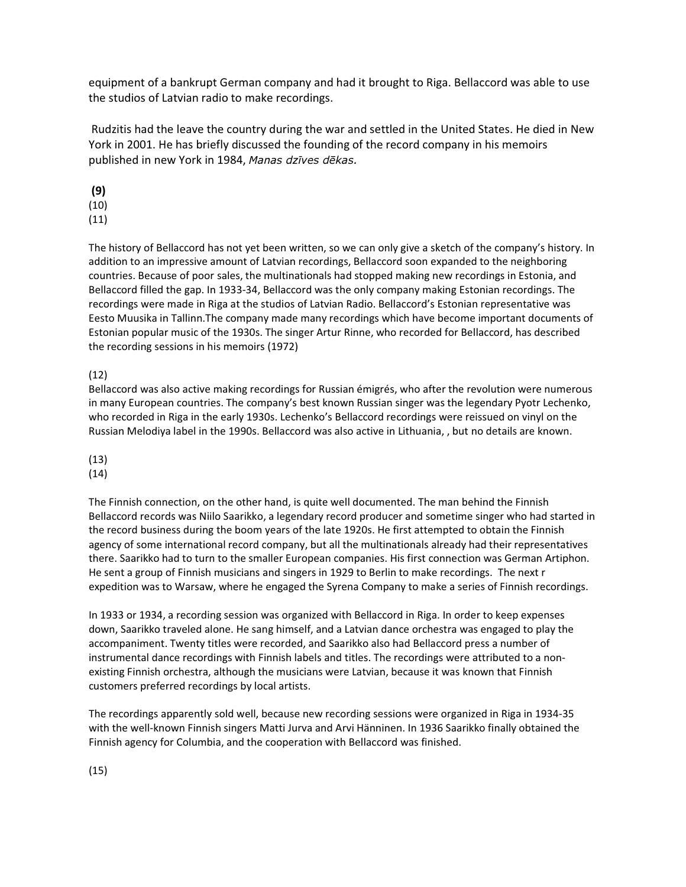equipment of a bankrupt German company and had it brought to Riga. Bellaccord was able to use the studios of Latvian radio to make recordings.

Rudzitis had the leave the country during the war and settled in the United States. He died in New York in 2001. He has briefly discussed the founding of the record company in his memoirs published in new York in 1984, *Manas dzīves dēkas.*

**(9)**
(10)
(11)

The history of Bellaccord has not yet been written, so we can only give a sketch of the company's history. In addition to an impressive amount of Latvian recordings, Bellaccord soon expanded to the neighboring countries. Because of poor sales, the multinationals had stopped making new recordings in Estonia, and Bellaccord filled the gap. In 1933-34, Bellaccord was the only company making Estonian recordings. The recordings were made in Riga at the studios of Latvian Radio. Bellaccord's Estonian representative was Eesto Muusika in Tallinn.The company made many recordings which have become important documents of Estonian popular music of the 1930s. The singer Artur Rinne, who recorded for Bellaccord, has described the recording sessions in his memoirs (1972)

(12)
Bellaccord was also active making recordings for Russian émigrés, who after the revolution were numerous in many European countries. The company's best known Russian singer was the legendary Pyotr Lechenko, who recorded in Riga in the early 1930s. Lechenko's Bellaccord recordings were reissued on vinyl on the Russian Melodiya label in the 1990s. Bellaccord was also active in Lithuania, , but no details are known.

(13)
(14)

The Finnish connection, on the other hand, is quite well documented. The man behind the Finnish Bellaccord records was Niilo Saarikko, a legendary record producer and sometime singer who had started in the record business during the boom years of the late 1920s. He first attempted to obtain the Finnish agency of some international record company, but all the multinationals already had their representatives there. Saarikko had to turn to the smaller European companies. His first connection was German Artiphon. He sent a group of Finnish musicians and singers in 1929 to Berlin to make recordings. The next r expedition was to Warsaw, where he engaged the Syrena Company to make a series of Finnish recordings.

In 1933 or 1934, a recording session was organized with Bellaccord in Riga. In order to keep expenses down, Saarikko traveled alone. He sang himself, and a Latvian dance orchestra was engaged to play the accompaniment. Twenty titles were recorded, and Saarikko also had Bellaccord press a number of instrumental dance recordings with Finnish labels and titles. The recordings were attributed to a non-existing Finnish orchestra, although the musicians were Latvian, because it was known that Finnish customers preferred recordings by local artists.

The recordings apparently sold well, because new recording sessions were organized in Riga in 1934-35 with the well-known Finnish singers Matti Jurva and Arvi Hänninen. In 1936 Saarikko finally obtained the Finnish agency for Columbia, and the cooperation with Bellaccord was finished.

(15)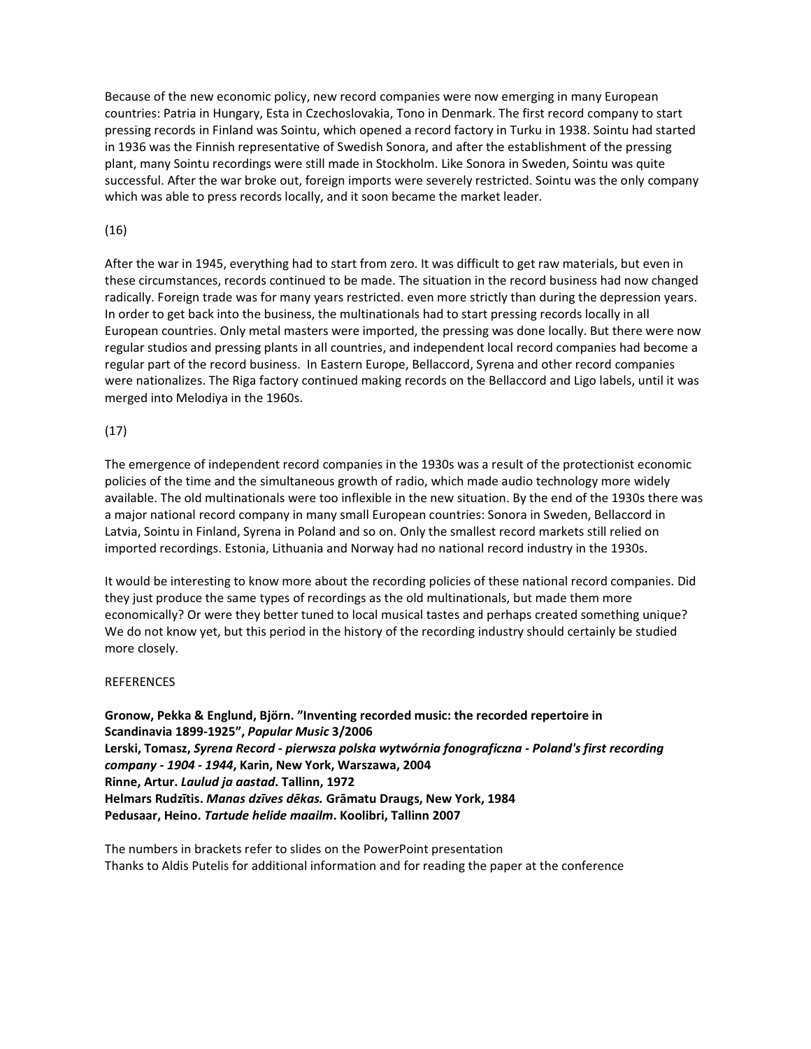Because of the new economic policy, new record companies were now emerging in many European countries: Patria in Hungary, Esta in Czechoslovakia, Tono in Denmark. The first record company to start pressing records in Finland was Sointu, which opened a record factory in Turku in 1938. Sointu had started in 1936 was the Finnish representative of Swedish Sonora, and after the establishment of the pressing plant, many Sointu recordings were still made in Stockholm. Like Sonora in Sweden, Sointu was quite successful. After the war broke out, foreign imports were severely restricted. Sointu was the only company which was able to press records locally, and it soon became the market leader.

(16)

After the war in 1945, everything had to start from zero. It was difficult to get raw materials, but even in these circumstances, records continued to be made. The situation in the record business had now changed radically. Foreign trade was for many years restricted. even more strictly than during the depression years. In order to get back into the business, the multinationals had to start pressing records locally in all European countries. Only metal masters were imported, the pressing was done locally. But there were now regular studios and pressing plants in all countries, and independent local record companies had become a regular part of the record business. In Eastern Europe, Bellaccord, Syrena and other record companies were nationalizes. The Riga factory continued making records on the Bellaccord and Ligo labels, until it was merged into Melodiya in the 1960s.

(17)

The emergence of independent record companies in the 1930s was a result of the protectionist economic policies of the time and the simultaneous growth of radio, which made audio technology more widely available. The old multinationals were too inflexible in the new situation. By the end of the 1930s there was a major national record company in many small European countries: Sonora in Sweden, Bellaccord in Latvia, Sointu in Finland, Syrena in Poland and so on. Only the smallest record markets still relied on imported recordings. Estonia, Lithuania and Norway had no national record industry in the 1930s.

It would be interesting to know more about the recording policies of these national record companies. Did they just produce the same types of recordings as the old multinationals, but made them more economically? Or were they better tuned to local musical tastes and perhaps created something unique? We do not know yet, but this period in the history of the recording industry should certainly be studied more closely.

REFERENCES

**Gronow, Pekka & Englund, Björn. "Inventing recorded music: the recorded repertoire in Scandinavia 1899-1925",** ***Popular Music*** **3/2006**
**Lerski, Tomasz,** ***Syrena Record - pierwsza polska wytwórnia fonograficzna - Poland's first recording company - 1904 - 1944*****, Karin, New York, Warszawa, 2004**
**Rinne, Artur.** ***Laulud ja aastad*****. Tallinn, 1972**
**Helmars Rudzītis.** ***Manas dzīves dēkas.*** **Grāmatu Draugs, New York, 1984**
**Pedusaar, Heino.** ***Tartude helide maailm*****. Koolibri, Tallinn 2007**

The numbers in brackets refer to slides on the PowerPoint presentation
Thanks to Aldis Putelis for additional information and for reading the paper at the conference